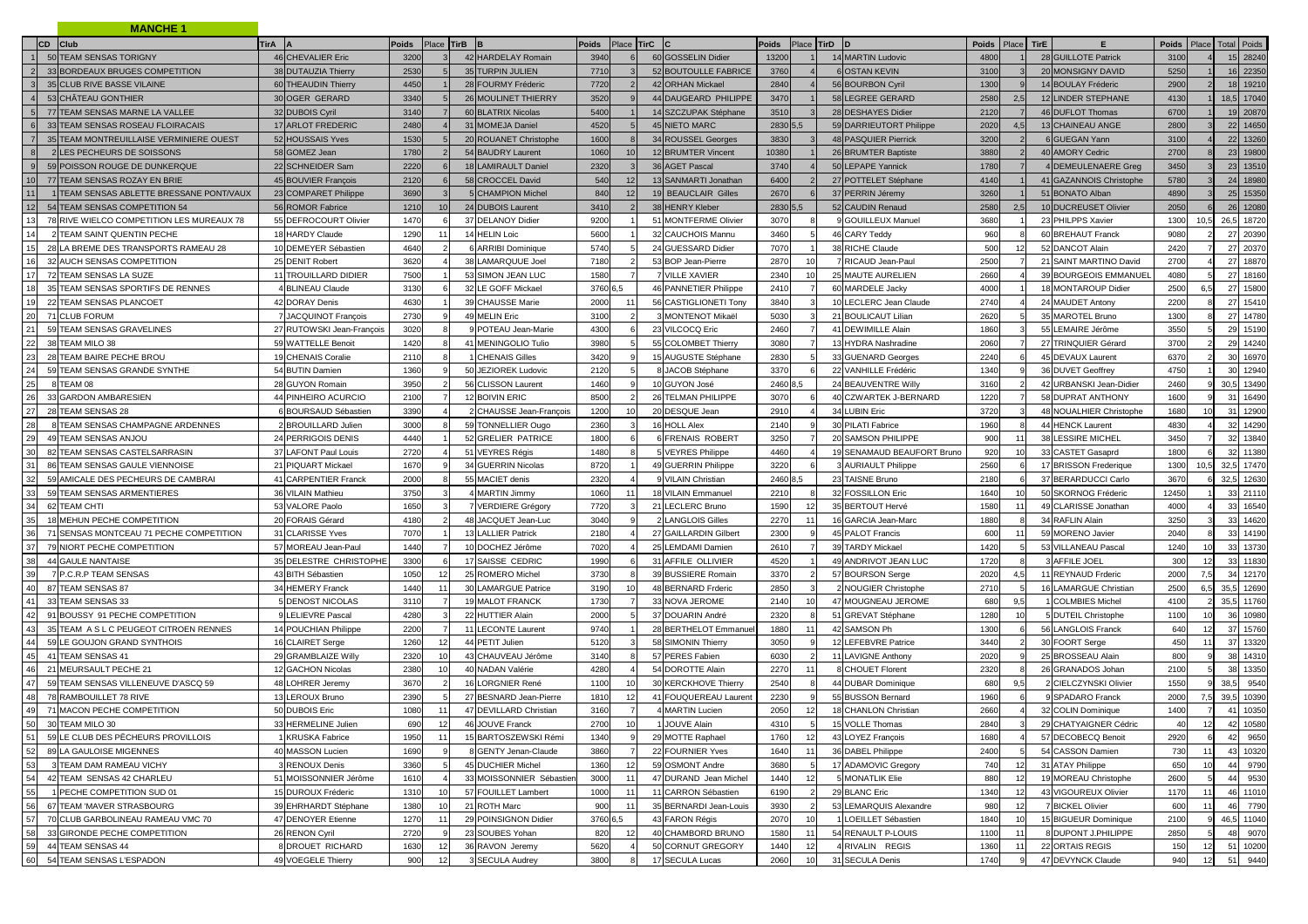**MANCHE 1**

| | CD | Club | TirA | A | Poids | Place | TirB | B | Poids | Place | TirC | C | Poids | Place | TirD | D | Poids | Place | TirE | E | Poids | Place | Total | Poids |
|---|---|---|---|---|---|---|---|---|---|---|---|---|---|---|---|---|---|---|---|---|---|---|---|---|
| 1 | 50 | TEAM SENSAS TORIGNY | 46 | CHEVALIER Eric | 3200 | 3 | 42 | HARDELAY Romain | 3940 | 6 | 60 | GOSSELIN Didier | 13200 | 1 | 14 | MARTIN Ludovic | 4800 | 1 | 28 | GUILLOTE Patrick | 3100 | 4 | 15 | 28240 |
| 2 | 33 | BORDEAUX BRUGES COMPETITION | 38 | DUTAUZIA Thierry | 2530 | 5 | 35 | TURPIN JULIEN | 7710 | 3 | 52 | BOUTOULLE FABRICE | 3760 | 4 | 6 | OSTAN KEVIN | 3100 | 3 | 20 | MONSIGNY DAVID | 5250 | 1 | 16 | 22350 |
| 3 | 35 | CLUB RIVE BASSE VILAINE | 60 | THEAUDIN Thierry | 4450 | 1 | 28 | FOURMY Fréderic | 7720 | 2 | 42 | ORHAN Mickael | 2840 | 4 | 56 | BOURBON Cyril | 1300 | 9 | 14 | BOULAY Fréderic | 2900 | 2 | 18 | 19210 |
| 4 | 53 | CHÂTEAU GONTHIER | 30 | OGER GERARD | 3340 | 5 | 26 | MOULINET THIERRY | 3520 | 9 | 44 | DAUGEARD PHILIPPE | 3470 | 1 | 58 | LEGREE GERARD | 2580 | 2,5 | 12 | LINDER STEPHANE | 4130 | 1 | 18,5 | 17040 |
| 5 | 77 | TEAM SENSAS MARNE LA VALLEE | 32 | DUBOIS Cyril | 3140 | 7 | 60 | BLATRIX Nicolas | 5400 | 1 | 14 | SZCZUPAK Stéphane | 3510 | 3 | 28 | DESHAYES Didier | 2120 | 7 | 46 | DUFLOT Thomas | 6700 | 1 | 19 | 20870 |
| 6 | 33 | TEAM SENSAS ROSEAU FLOIRACAIS | 17 | ARLOT FREDERIC | 2480 | 4 | 31 | MOMEJA Daniel | 4520 | 5 | 45 | NIETO MARC | 2830 | 5,5 | 59 | DARRIEUTORT Philippe | 2020 | 4,5 | 13 | CHAINEAU ANGE | 2800 | 3 | 22 | 14650 |
| 7 | 35 | TEAM MONTREUILLAISE VERMINIERE OUEST | 52 | HOUSSAIS Yves | 1530 | 5 | 20 | ROUANET Christophe | 1600 | 8 | 34 | ROUSSEL Georges | 3830 | 3 | 48 | PASQUIER Pierrick | 3200 | 2 | 6 | GUEGAN Yann | 3100 | 4 | 22 | 13260 |
| 8 | 2 | LES PECHEURS DE SOISSONS | 58 | GOMEZ Jean | 1780 | 2 | 54 | BAUDRY Laurent | 1060 | 10 | 12 | BRUMTER Vincent | 10380 | 1 | 26 | BRUMTER Baptiste | 3880 | 2 | 40 | AMORY Cedric | 2700 | 8 | 23 | 19800 |
| 9 | 59 | POISSON ROUGE DE DUNKERQUE | 22 | SCHNEIDER Sam | 2220 | 6 | 18 | LAMIRAULT Daniel | 2320 | 3 | 36 | AGET Pascal | 3740 | 4 | 50 | LEPAPE Yannick | 1780 | 7 | 4 | DEMEULENAERE Greg | 3450 | 3 | 23 | 13510 |
| 10 | 77 | TEAM SENSAS ROZAY EN BRIE | 45 | BOUVIER François | 2120 | 6 | 59 | CROCCEL David | 540 | 12 | 13 | SANMARTI Jonathan | 6400 | 2 | 27 | POTTELET Stéphane | 4140 | 1 | 41 | GAZANNOIS Christophe | 5780 | 3 | 24 | 18980 |
| 11 | 1 | TEAM SENSAS ABLETTE BRESSANE PONT/VAUX | 23 | COMPARET Philippe | 3690 | 3 | 5 | CHAMPION Michel | 840 | 12 | 19 | BEAUCLAIR Gilles | 2670 | 6 | 37 | PERRIN Jéremy | 3260 | 1 | 51 | BONATO Alban | 4890 | 3 | 25 | 15350 |
| 12 | 54 | TEAM SENSAS COMPETITION 54 | 56 | ROMOR Fabrice | 1210 | 10 | 24 | DUBOIS Laurent | 3410 | 2 | 38 | HENRY Kleber | 2830 | 5,5 | 52 | CAUDIN Renaud | 2580 | 2,5 | 10 | DUCREUSET Olivier | 2050 | 6 | 26 | 12080 |
| 13 | 78 | RIVE WIELCO COMPETITION LES MUREAUX 78 | 55 | DEFROCOURT Olivier | 1470 | 6 | 37 | DELANOY Didier | 9200 | 1 | 51 | MONTFERME Olivier | 3070 | 8 | 9 | GOUILLEUX Manuel | 3680 | 1 | 23 | PHILPPS Xavier | 1300 | 10,5 | 26,5 | 18720 |
| 14 | 2 | TEAM SAINT QUENTIN PECHE | 18 | HARDY Claude | 1290 | 11 | 14 | HELIN Loic | 5600 | 1 | 32 | CAUCHOIS Mannu | 3460 | 5 | 46 | CARY Teddy | 960 | 8 | 60 | BREHAUT Franck | 9080 | 2 | 27 | 20390 |
| 15 | 28 | LA BREME DES TRANSPORTS RAMEAU 28 | 10 | DEMEYER Sébastien | 4640 | 2 | 6 | ARRIBI Dominique | 5740 | 5 | 24 | GUESSARD Didier | 7070 | 1 | 38 | RICHE Claude | 500 | 12 | 52 | DANCOT Alain | 2420 | 7 | 27 | 20370 |
| 16 | 32 | AUCH SENSAS COMPETITION | 25 | DENIT Robert | 3620 | 4 | 38 | LAMARQUUE Joel | 7180 | 2 | 53 | BOP Jean-Pierre | 2870 | 10 | 7 | RICAUD Jean-Paul | 2500 | 7 | 21 | SAINT MARTINO David | 2700 | 4 | 27 | 18870 |
| 17 | 72 | TEAM SENSAS LA SUZE | 11 | TROUILLARD DIDIER | 7500 | 1 | 53 | SIMON JEAN LUC | 1580 | 7 | 7 | VILLE XAVIER | 2340 | 10 | 25 | MAUTE AURELIEN | 2660 | 4 | 39 | BOURGEOIS EMMANUEL | 4080 | 5 | 27 | 18160 |
| 18 | 35 | TEAM SENSAS SPORTIFS DE RENNES | 4 | BLINEAU Claude | 3130 | 6 | 32 | LE GOFF Mickael | 3760 | 6,5 | 46 | PANNETIER Philippe | 2410 | 7 | 60 | MARDELE Jacky | 4000 | 1 | 18 | MONTAROUP Didier | 2500 | 6,5 | 27 | 15800 |
| 19 | 22 | TEAM SENSAS PLANCOET | 42 | DORAY Denis | 4630 | 1 | 39 | CHAUSSE Marie | 2000 | 11 | 56 | CASTIGLIONETI Tony | 3840 | 3 | 10 | LECLERC Jean Claude | 2740 | 4 | 24 | MAUDET Antony | 2200 | 8 | 27 | 15410 |
| 20 | 71 | CLUB FORUM | 7 | JACQUINOT François | 2730 | 9 | 49 | MELIN Eric | 3100 | 2 | 3 | MONTENOT Mikaël | 5030 | 3 | 21 | BOULICAUT Lilian | 2620 | 5 | 35 | MAROTEL Bruno | 1300 | 8 | 27 | 14780 |
| 21 | 59 | TEAM SENSAS GRAVELINES | 27 | RUTOWSKI Jean-François | 3020 | 8 | 9 | POTEAU Jean-Marie | 4300 | 6 | 23 | VILCOCQ Eric | 2460 | 7 | 41 | DEWIMILLE Alain | 1860 | 3 | 55 | LEMAIRE Jérôme | 3550 | 5 | 29 | 15190 |
| 22 | 38 | TEAM MILO 38 | 59 | WATTELLE Benoit | 1420 | 8 | 41 | MENINGOLIO Tulio | 3980 | 5 | 55 | COLOMBET Thierry | 3080 | 7 | 13 | HYDRA Nashradine | 2060 | 7 | 27 | TRINQUIER Gérard | 3700 | 2 | 29 | 14240 |
| 23 | 28 | TEAM BAIRE PECHE BROU | 19 | CHENAIS Coralie | 2110 | 8 | 1 | CHENAIS Gilles | 3420 | 9 | 15 | AUGUSTE Stéphane | 2830 | 5 | 33 | GUENARD Georges | 2240 | 6 | 45 | DEVAUX Laurent | 6370 | 2 | 30 | 16970 |
| 24 | 59 | TEAM SENSAS GRANDE SYNTHE | 54 | BUTIN Damien | 1360 | 9 | 50 | JEZIOREK Ludovic | 2120 | 5 | 8 | JACOB Stéphane | 3370 | 6 | 22 | VANHILLE Frédéric | 1340 | 9 | 36 | DUVET Geoffrey | 4750 | 1 | 30 | 12940 |
| 25 | 8 | TEAM 08 | 28 | GUYON Romain | 3950 | 2 | 56 | CLISSON Laurent | 1460 | 9 | 10 | GUYON José | 2460 | 8,5 | 24 | BEAUVENTRE Willy | 3160 | 2 | 42 | URBANSKI Jean-Didier | 2460 | 9 | 30,5 | 13490 |
| 26 | 33 | GARDON AMBARESIEN | 44 | PINHEIRO ACURCIO | 2100 | 7 | 12 | BOIVIN ERIC | 8500 | 2 | 26 | TELMAN PHILIPPE | 3070 | 6 | 40 | CZWARTEK J-BERNARD | 1220 | 7 | 58 | DUPRAT ANTHONY | 1600 | 9 | 31 | 16490 |
| 27 | 28 | TEAM SENSAS 28 | 6 | BOURSAUD Sébastien | 3390 | 4 | 2 | CHAUSSE Jean-François | 1200 | 10 | 20 | DESQUE Jean | 2910 | 4 | 34 | LUBIN Eric | 3720 | 3 | 48 | NOUALHIER Christophe | 1680 | 10 | 31 | 12900 |
| 28 | 8 | TEAM SENSAS CHAMPAGNE ARDENNES | 2 | BROUILLARD Julien | 3000 | 8 | 59 | TONNELLIER Ougo | 2360 | 3 | 16 | HOLL Alex | 2140 | 9 | 30 | PILATI Fabrice | 1960 | 8 | 44 | HENCK Laurent | 4830 | 4 | 32 | 14290 |
| 29 | 49 | TEAM SENSAS ANJOU | 24 | PERRIGOIS DENIS | 4440 | 1 | 52 | GRELIER PATRICE | 1800 | 6 | 6 | FRENAIS ROBERT | 3250 | 7 | 20 | SAMSON PHILIPPE | 900 | 11 | 38 | LESSIRE MICHEL | 3450 | 7 | 32 | 13840 |
| 30 | 82 | TEAM SENSAS CASTELSARRASIN | 37 | LAFONT Paul Louis | 2720 | 4 | 51 | VEYRES Régis | 1480 | 8 | 5 | VEYRES Philippe | 4460 | 4 | 19 | SENAMAUD BEAUFORT Bruno | 920 | 10 | 33 | CASTET Gasaprd | 1800 | 6 | 32 | 11380 |
| 31 | 86 | TEAM SENSAS GAULE VIENNOISE | 21 | PIQUART Mickael | 1670 | 9 | 34 | GUERRIN Nicolas | 8720 | 1 | 49 | GUERRIN Philippe | 3220 | 6 | 3 | AURIAULT Philippe | 2560 | 6 | 17 | BRISSON Frederique | 1300 | 10,5 | 32,5 | 17470 |
| 32 | 59 | AMICALE DES PECHEURS DE CAMBRAI | 41 | CARPENTIER Franck | 2000 | 8 | 55 | MACIET denis | 2320 | 4 | 9 | VILAIN Christian | 2460 | 8,5 | 23 | TAISNE Bruno | 2180 | 6 | 37 | BERARDUCCI Carlo | 3670 | 6 | 32,5 | 12630 |
| 33 | 59 | TEAM SENSAS ARMENTIERES | 36 | VILAIN Mathieu | 3750 | 3 | 4 | MARTIN Jimmy | 1060 | 11 | 18 | VILAIN Emmanuel | 2210 | 8 | 32 | FOSSILLON Eric | 1640 | 10 | 50 | SKORNOG Fréderic | 12450 | 1 | 33 | 21110 |
| 34 | 62 | TEAM CHTI | 53 | VALORE Paolo | 1650 | 3 | 7 | VERDIERE Grégory | 7720 | 3 | 21 | LECLERC Bruno | 1590 | 12 | 35 | BERTOUT Hervé | 1580 | 11 | 49 | CLARISSE Jonathan | 4000 | 4 | 33 | 16540 |
| 35 | 18 | MEHUN PECHE COMPETITION | 20 | FORAIS Gérard | 4180 | 2 | 48 | JACQUET Jean-Luc | 3040 | 9 | 2 | LANGLOIS Gilles | 2270 | 11 | 16 | GARCIA Jean-Marc | 1880 | 8 | 34 | RAFLIN Alain | 3250 | 3 | 33 | 14620 |
| 36 | 71 | SENSAS MONTCEAU 71 PECHE COMPETITION | 31 | CLARISSE Yves | 7070 | 1 | 13 | LALLIER Patrick | 2180 | 4 | 27 | GAILLARDIN Gilbert | 2300 | 9 | 45 | PALOT Francis | 600 | 11 | 59 | MORENO Javier | 2040 | 8 | 33 | 14190 |
| 37 | 79 | NIORT PECHE COMPETITION | 57 | MOREAU Jean-Paul | 1440 | 7 | 10 | DOCHEZ Jérôme | 7020 | 4 | 25 | LEMDAMI Damien | 2610 | 7 | 39 | TARDY Mickael | 1420 | 5 | 53 | VILLANEAU Pascal | 1240 | 10 | 33 | 13730 |
| 38 | 44 | GAULE NANTAISE | 35 | DELESTRE CHRISTOPHE | 3300 | 6 | 17 | SAISSE CEDRIC | 1990 | 6 | 31 | AFFILE OLLIVIER | 4520 | 1 | 49 | ANDRIVOT JEAN LUC | 1720 | 8 | 3 | AFFILE JOEL | 300 | 12 | 33 | 11830 |
| 39 | 7 | P.C.R.P TEAM SENSAS | 43 | BITH Sébastien | 1050 | 12 | 25 | ROMERO Michel | 3730 | 8 | 39 | BUSSIERE Romain | 3370 | 2 | 57 | BOURSON Serge | 2020 | 4,5 | 11 | REYNAUD Frderic | 2000 | 7,5 | 34 | 12170 |
| 40 | 87 | TEAM SENSAS 87 | 34 | HEMERY Franck | 1440 | 11 | 30 | LAMARGUE Patrice | 3190 | 10 | 48 | BERNARD Frderic | 2850 | 3 | 2 | NOUGIER Christophe | 2710 | 5 | 16 | LAMARGUE Christian | 2500 | 6,5 | 35,5 | 12690 |
| 41 | 33 | TEAM SENSAS 33 | 5 | DENOST NICOLAS | 3110 | 7 | 19 | MALOT FRANCK | 1730 | 7 | 33 | NOVA JEROME | 2140 | 10 | 47 | MOUGNEAU JEROME | 680 | 9,5 | 1 | COLMBIES Michel | 4100 | 2 | 35,5 | 11760 |
| 42 | 91 | BOUSSY 91 PECHE COMPETITION | 9 | LELIEVRE Pascal | 4280 | 3 | 22 | HUTTIER Alain | 2000 | 5 | 37 | DOUARIN André | 2320 | 8 | 51 | GREVAT Stéphane | 1280 | 10 | 5 | DUTEIL Christophe | 1100 | 10 | 36 | 10980 |
| 43 | 35 | TEAM A S L C PEUGEOT CITROEN RENNES | 14 | POUCHIAN Philippe | 2200 | 7 | 11 | LECONTE Laurent | 9740 | 1 | 28 | BERTHELOT Emmanuel | 1880 | 11 | 42 | SAMSON Ph | 1300 | 6 | 56 | LANGLOIS Franck | 640 | 12 | 37 | 15760 |
| 44 | 59 | LE GOUJON GRAND SYNTHOIS | 16 | CLAIRET Serge | 1260 | 12 | 44 | PETIT Julien | 5120 | 3 | 58 | SIMONIN Thierry | 3050 | 9 | 12 | LEFEBVRE Patrice | 3440 | 2 | 30 | FOORT Serge | 450 | 11 | 37 | 13320 |
| 45 | 41 | TEAM SENSAS 41 | 29 | GRAMBLAIZE Willy | 2320 | 10 | 43 | CHAUVEAU Jérôme | 3140 | 8 | 57 | PERES Fabien | 6030 | 2 | 11 | LAVIGNE Anthony | 2020 | 9 | 25 | BROSSEAU Alain | 800 | 9 | 38 | 14310 |
| 46 | 21 | MEURSAULT PECHE 21 | 12 | GACHON Nicolas | 2380 | 10 | 40 | NADAN Valérie | 4280 | 4 | 54 | DOROTTE Alain | 2270 | 11 | 8 | CHOUET Florent | 2320 | 8 | 26 | GRANADOS Johan | 2100 | 5 | 38 | 13350 |
| 47 | 59 | TEAM SENSAS VILLENEUVE D'ASCQ 59 | 48 | LOHRER Jeremy | 3670 | 2 | 16 | LORGNIER René | 1100 | 10 | 30 | KERCKHOVE Thierry | 2540 | 8 | 44 | DUBAR Dominique | 680 | 9,5 | 2 | CIELCZYNSKI Olivier | 1550 | 9 | 38,5 | 9540 |
| 48 | 78 | RAMBOUILLET 78 RIVE | 13 | LEROUX Bruno | 2390 | 5 | 27 | BESNARD Jean-Pierre | 1810 | 12 | 41 | FOUQUEREAU Laurent | 2230 | 9 | 55 | BUSSON Bernard | 1960 | 6 | 9 | SPADARO Franck | 2000 | 7,5 | 39,5 | 10390 |
| 49 | 71 | MACON PECHE COMPETITION | 50 | DUBOIS Eric | 1080 | 11 | 47 | DEVILLARD Christian | 3160 | 7 | 4 | MARTIN Lucien | 2050 | 12 | 18 | CHANLON Christian | 2660 | 4 | 32 | COLIN Dominique | 1400 | 7 | 41 | 10350 |
| 50 | 30 | TEAM MILO 30 | 33 | HERMELINE Julien | 690 | 12 | 46 | JOUVE Franck | 2700 | 10 | 1 | JOUVE Alain | 4310 | 5 | 15 | VOLLE Thomas | 2840 | 3 | 29 | CHATYAIGNER Cédric | 40 | 12 | 42 | 10580 |
| 51 | 59 | LE CLUB DES PÊCHEURS PROVILLOIS | 1 | KRUSKA Fabrice | 1950 | 11 | 15 | BARTOSZEWSKI Rémi | 1340 | 9 | 29 | MOTTE Raphael | 1760 | 12 | 43 | LOYEZ François | 1680 | 4 | 57 | DECOBECQ Benoit | 2920 | 6 | 42 | 9650 |
| 52 | 89 | LA GAULOISE MIGENNES | 40 | MASSON Lucien | 1690 | 9 | 8 | GENTY Jenan-Claude | 3860 | 7 | 22 | FOURNIER Yves | 1640 | 11 | 36 | DABEL Philippe | 2400 | 5 | 54 | CASSON Damien | 730 | 11 | 43 | 10320 |
| 53 | 3 | TEAM DAM RAMEAU VICHY | 3 | RENOUX Denis | 3360 | 5 | 45 | DUCHIER Michel | 1360 | 12 | 59 | OSMONT Andre | 3680 | 5 | 17 | ADAMOVIC Gregory | 740 | 12 | 31 | ATAY Philippe | 650 | 10 | 44 | 9790 |
| 54 | 42 | TEAM SENSAS 42 CHARLEU | 51 | MOISSONNIER Jérôme | 1610 | 4 | 33 | MOISSONNIER Sébastien | 3000 | 11 | 47 | DURAND Jean Michel | 1440 | 12 | 5 | MONATLIK Elie | 880 | 12 | 19 | MOREAU Christophe | 2600 | 5 | 44 | 9530 |
| 55 | 1 | PECHE COMPETITION SUD 01 | 15 | DUROUX Fréderic | 1310 | 10 | 57 | FOUILLET Lambert | 1000 | 11 | 11 | CARRON Sébastien | 6190 | 2 | 29 | BLANC Eric | 1340 | 12 | 43 | VIGOUREUX Olivier | 1170 | 11 | 46 | 11010 |
| 56 | 67 | TEAM 'MAVER STRASBOURG | 39 | EHRHARDT Stéphane | 1380 | 10 | 21 | ROTH Marc | 900 | 11 | 35 | BERNARDI Jean-Louis | 3930 | 2 | 53 | LEMARQUIS Alexandre | 980 | 12 | 7 | BICKEL Olivier | 600 | 11 | 46 | 7790 |
| 57 | 70 | CLUB GARBOLINEAU RAMEAU VMC 70 | 47 | DENOYER Etienne | 1270 | 11 | 29 | POINSIGNON Didier | 3760 | 6,5 | 43 | FARON Régis | 2070 | 10 | 1 | LOEILLET Sébastien | 1840 | 10 | 15 | BIGUEUR Dominique | 2100 | 9 | 46,5 | 11040 |
| 58 | 33 | GIRONDE PECHE COMPETITION | 26 | RENON Cyril | 2720 | 9 | 23 | SOUBES Yohan | 820 | 12 | 40 | CHAMBORD BRUNO | 1580 | 11 | 54 | RENAULT P-LOUIS | 1100 | 11 | 8 | DUPONT J.PHILIPPE | 2850 | 5 | 48 | 9070 |
| 59 | 44 | TEAM SENSAS 44 | 8 | DROUET RICHARD | 1630 | 12 | 36 | RAVON Jeremy | 5620 | 4 | 50 | CORNUT GREGORY | 1440 | 12 | 4 | RIVALIN REGIS | 1360 | 11 | 22 | ORTAIS REGIS | 150 | 12 | 51 | 10200 |
| 60 | 54 | TEAM SENSAS L'ESPADON | 49 | VOEGELE Thierry | 900 | 12 | 3 | SECULA Audrey | 3800 | 8 | 17 | SECULA Lucas | 2060 | 10 | 31 | SECULA Denis | 1740 | 9 | 47 | DEVYNCK Claude | 940 | 12 | 51 | 9440 |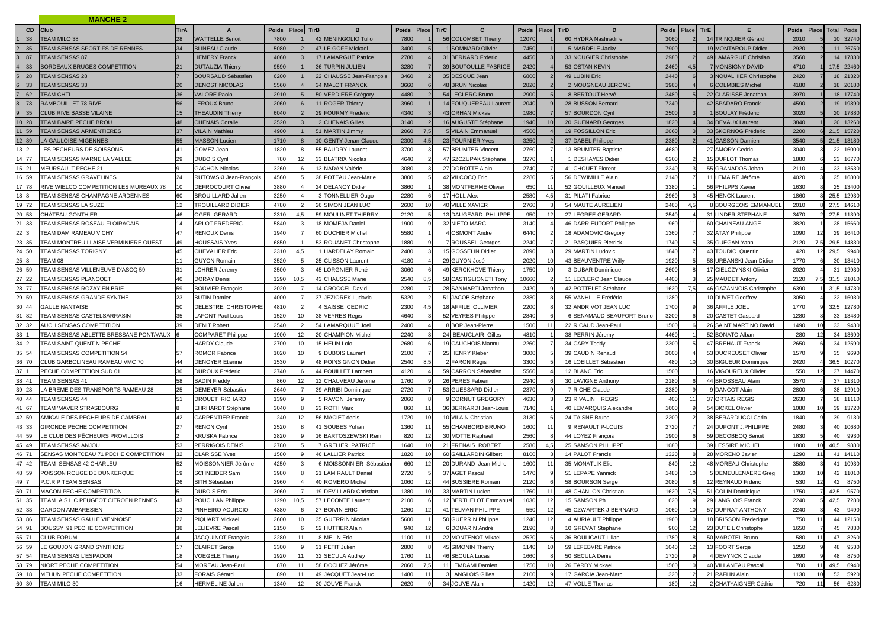## MANCHE 2

| | CD | Club | TirA | A | Poids | Place | TirB | B | Poids | Place | TirC | C | Poids | Place | TirD | D | Poids | Place | TirE | E | Poids | Place | Total | Poids |
|---|---|---|---|---|---|---|---|---|---|---|---|---|---|---|---|---|---|---|---|---|---|---|---|---|
| 1 | 38 | TEAM MILO 38 | 28 | WATTELLE Benoit | 7800 | 1 | 42 | MENINGOLIO Tulio | 7800 | 1 | 56 | COLOMBET Thierry | 12070 | 1 | 60 | HYDRA Nashradine | 3060 | 2 | 14 | TRINQUIER Gérard | 2010 | 5 | 10 | 32740 |
| 2 | 35 | TEAM SENSAS SPORTIFS DE RENNES | 34 | BLINEAU Claude | 5080 | 2 | 47 | LE GOFF Mickael | 3400 | 5 | 1 | SOMNARD Olivier | 7450 | 1 | 5 | MARDELE Jacky | 7900 | 1 | 19 | MONTAROUP Didier | 2920 | 2 | 11 | 26750 |
| 3 | 87 | TEAM SENSAS 87 | 3 | HEMERY Franck | 4060 | 3 | 17 | LAMARGUE Patrice | 2780 | 4 | 31 | BERNARD Frderic | 4450 | 3 | 33 | NOUGIER Christophe | 2980 | 2 | 49 | LAMARGUE Christian | 3560 | 2 | 14 | 17830 |
| 4 | 33 | BORDEAUX BRUGES COMPETITION | 21 | DUTAUZIA Thierry | 9590 | 1 | 36 | TURPIN JULIEN | 3280 | 7 | 39 | BOUTOULLE FABRICE | 2420 | 4 | 53 | OSTAN KEVIN | 2460 | 4,5 | 7 | MONSIGNY DAVID | 4710 | 1 | 17,5 | 22460 |
| 5 | 28 | TEAM SENSAS 28 | | BOURSAUD Sébastien | 6200 | 1 | 22 | CHAUSSE Jean-François | 3460 | 2 | 35 | DESQUE Jean | 6800 | 2 | 49 | LUBIN Eric | 2440 | 6 | 3 | NOUALHIER Christophe | 2420 | 7 | 18 | 21320 |
| 6 | 33 | TEAM SENSAS 33 | 20 | DENOST NICOLAS | 5560 | 4 | 34 | MALOT FRANCK | 3660 | 6 | 48 | BRUN Nicolas | 2820 | 2 | 2 | MOUGNEAU JEROME | 3960 | 4 | 6 | COLMBIES Michel | 4180 | 2 | 18 | 20180 |
| 7 | 62 | TEAM CHTI | 36 | VALORE Paolo | 2910 | 5 | 50 | VERDIERE Grégory | 4480 | 2 | 54 | LECLERC Bruno | 2900 | 5 | 8 | BERTOUT Hervé | 3480 | 5 | 22 | CLARISSE Jonathan | 3970 | 1 | 18 | 17740 |
| 8 | 78 | RAMBOUILLET 78 RIVE | 56 | LEROUX Bruno | 2060 | 6 | 11 | ROGER Thierry | 3960 | 1 | 14 | FOUQUEREAU Laurent | 2040 | 9 | 28 | BUSSON Bernard | 7240 | 1 | 42 | SPADARO Franck | 4590 | 2 | 19 | 19890 |
| 9 | 35 | CLUB RIVE BASSE VILAINE | 15 | THEAUDIN Thierry | 6040 | 2 | 29 | FOURMY Fréderic | 4340 | 3 | 43 | ORHAN Mickael | 1980 | 7 | 57 | BOURDON Cyril | 2500 | 3 | 1 | BOULAY Fréderic | 3020 | 5 | 20 | 17880 |
| 10 | 28 | TEAM BAIRE PECHE BROU | 48 | CHENAIS Coralie | 2520 | 3 | 2 | CHENAIS Gilles | 3140 | 2 | 16 | AUGUSTE Stéphane | 1940 | 10 | 20 | GUENARD Georges | 1820 | 4 | 34 | DEVAUX Laurent | 3840 | 1 | 20 | 13260 |
| 11 | 59 | TEAM SENSAS ARMENTIERES | 37 | VILAIN Mathieu | 4900 | 1 | 51 | MARTIN Jimmy | 2060 | 7,5 | 5 | VILAIN Emmanuel | 4500 | 4 | 19 | FOSSILLON Eric | 2060 | 3 | 33 | SKORNOG Fréderic | 2200 | 6 | 21,5 | 15720 |
| 12 | 89 | LA GAULOISE MIGENNES | 55 | MASSON Lucien | 1710 | 8 | 10 | GENTY Jenan-Claude | 2300 | 4,5 | 23 | FOURNIER Yves | 3250 | 2 | 37 | DABEL Philippe | 2380 | 2 | 41 | CASSON Damien | 3540 | 5 | 21,5 | 13180 |
| 13 | 2 | LES PECHEURS DE SOISSONS | 41 | GOMEZ Jean | 1820 | 8 | 55 | BAUDRY Laurent | 3700 | 3 | 57 | BRUMTER Vincent | 2760 | 7 | 13 | BRUMTER Baptiste | 4680 | 1 | 27 | AMORY Cedric | 3040 | 3 | 22 | 16000 |
| 14 | 77 | TEAM SENSAS MARNE LA VALLEE | 29 | DUBOIS Cyril | 780 | 12 | 33 | BLATRIX Nicolas | 4640 | 2 | 47 | SZCZUPAK Stéphane | 3270 | 1 | 1 | DESHAYES Didier | 6200 | 2 | 15 | DUFLOT Thomas | 1880 | 6 | 23 | 16770 |
| 15 | 21 | MEURSAULT PECHE 21 | 9 | GACHON Nicolas | 3260 | 6 | 13 | NADAN Valérie | 3080 | 3 | 27 | DOROTTE Alain | 2740 | 7 | 41 | CHOUET Florent | 2340 | 3 | 55 | GRANADOS Johan | 2110 | 4 | 23 | 13530 |
| 16 | 59 | TEAM SENSAS GRAVELINES | 24 | RUTOWSKI Jean-François | 4560 | 5 | 28 | POTEAU Jean-Marie | 3800 | 5 | 42 | VILCOCQ Eric | 2280 | 5 | 56 | DEWIMILLE Alain | 2140 | 7 | 11 | LEMAIRE Jérôme | 4020 | 3 | 25 | 16800 |
| 17 | 78 | RIVE WIELCO COMPETITION LES MUREAUX 78 | 10 | DEFROCOURT Olivier | 3880 | 4 | 24 | DELANOY Didier | 3860 | 1 | 38 | MONTFERME Olivier | 650 | 11 | 52 | GOUILLEUX Manuel | 3380 | 1 | 56 | PHILPPS Xavier | 1630 | 8 | 25 | 13400 |
| 18 | 8 | TEAM SENSAS CHAMPAGNE ARDENNES | 60 | BROUILLARD Julien | 3250 | 4 | 3 | TONNELLIER Ougo | 2280 | 6 | 17 | HOLL Alex | 2580 | 4,5 | 31 | PILATI Fabrice | 2960 | 3 | 45 | HENCK Laurent | 1860 | 8 | 25,5 | 12930 |
| 19 | 72 | TEAM SENSAS LA SUZE | 12 | TROUILLARD DIDIER | 4780 | 2 | 26 | SIMON JEAN LUC | 2600 | 10 | 40 | VILLE XAVIER | 2760 | 3 | 54 | MAUTE AURELIEN | 2460 | 4,5 | 8 | BOURGEOIS EMMANUEL | 2010 | 8 | 27,5 | 14610 |
| 20 | 53 | CHÂTEAU GONTHIER | 46 | OGER GERARD | 2310 | 4,5 | 59 | MOULINET THIERRY | 2120 | 5 | 13 | DAUGEARD PHILIPPE | 950 | 12 | 27 | LEGREE GERARD | 2540 | 4 | 31 | LINDER STEPHANE | 3470 | 2 | 27,5 | 11390 |
| 21 | 33 | TEAM SENSAS ROSEAU FLOIRACAIS | 14 | ARLOT FREDERIC | 5840 | 3 | 18 | MOMEJA Daniel | 1900 | 9 | 32 | NIETO MARC | 3140 | 4 | 46 | DARRIEUTORT Philippe | 960 | 11 | 60 | CHAINEAU ANGE | 3820 | 1 | 28 | 15660 |
| 22 | 3 | TEAM DAM RAMEAU VICHY | 47 | RENOUX Denis | 1940 | 7 | 60 | DUCHIER Michel | 5580 | 1 | 4 | OSMONT Andre | 6440 | 2 | 18 | ADAMOVIC Gregory | 1360 | 7 | 32 | ATAY Philippe | 1090 | 12 | 29 | 16410 |
| 23 | 35 | TEAM MONTREUILLAISE VERMINIERE OUEST | 49 | HOUSSAIS Yves | 6850 | 1 | 53 | ROUANET Christophe | 1880 | 9 | 7 | ROUSSEL Georges | 2240 | 7 | 21 | PASQUIER Pierrick | 1740 | 5 | 35 | GUEGAN Yann | 2120 | 7,5 | 29,5 | 14830 |
| 24 | 50 | TEAM SENSAS TORIGNY | 45 | CHEVALIER Eric | 2310 | 4,5 | 1 | HARDELAY Romain | 2480 | 3 | 15 | GOSSELIN Didier | 2890 | 3 | 29 | MARTIN Ludovic | 1840 | 7 | 43 | TOUDIC Quentin | 420 | 12 | 29,5 | 9940 |
| 25 | 8 | TEAM 08 | 11 | GUYON Romain | 3520 | 5 | 25 | CLISSON Laurent | 4180 | 4 | 29 | GUYON José | 2020 | 10 | 43 | BEAUVENTRE Willy | 1920 | 5 | 58 | URBANSKI Jean-Didier | 1770 | 6 | 30 | 13410 |
| 26 | 59 | TEAM SENSAS VILLENEUVE D'ASCQ 59 | 31 | LOHRER Jeremy | 3500 | 3 | 45 | LORGNIER René | 3060 | 6 | 49 | KERCKHOVE Thierry | 1750 | 10 | 3 | DUBAR Dominique | 2600 | 8 | 17 | CIELCZYNSKI Olivier | 2020 | 4 | 31 | 12930 |
| 27 | 22 | TEAM SENSAS PLANCOET | 40 | DORAY Denis | 1290 | 10,5 | 43 | CHAUSSE Marie | 2540 | 8,5 | 58 | CASTIGLIONETI Tony | 10660 | 2 | 11 | LECLERC Jean Claude | 4400 | 3 | 25 | MAUDET Antony | 2120 | 7,5 | 31,5 | 21010 |
| 28 | 77 | TEAM SENSAS ROZAY EN BRIE | 59 | BOUVIER François | 2020 | 7 | 14 | CROCCEL David | 2280 | 7 | 28 | SANMARTI Jonathan | 2420 | 9 | 42 | POTTELET Stéphane | 1620 | 7,5 | 46 | GAZANNOIS Christophe | 6390 | 1 | 31,5 | 14730 |
| 29 | 59 | TEAM SENSAS GRANDE SYNTHE | 23 | BUTIN Damien | 4000 | 7 | 37 | JEZIOREK Ludovic | 5320 | 2 | 51 | JACOB Stéphane | 2380 | 8 | 55 | VANHILLE Frédéric | 1280 | 11 | 10 | DUVET Geoffrey | 3050 | 4 | 32 | 16030 |
| 30 | 44 | GAULE NANTAISE | 50 | DELESTRE CHRISTOPHE | 4810 | 2 | 4 | SAISSE CEDRIC | 2300 | 4,5 | 18 | AFFILE OLLIVIER | 2200 | 8 | 32 | ANDRIVOT JEAN LUC | 1700 | 9 | 36 | AFFILE JOEL | 1770 | 9 | 32,5 | 12780 |
| 31 | 82 | TEAM SENSAS CASTELSARRASIN | 35 | LAFONT Paul Louis | 1520 | 10 | 38 | VEYRES Régis | 4640 | 3 | 52 | VEYRES Philippe | 2840 | 6 | 6 | SENAMAUD BEAUFORT Bruno | 3200 | 6 | 20 | CASTET Gaspard | 1280 | 8 | 33 | 13480 |
| 32 | 32 | AUCH SENSAS COMPETITION | 39 | DENIT Robert | 2540 | 2 | 54 | LAMARQUUE Joel | 2400 | 4 | 8 | BOP Jean-Pierre | 1500 | 11 | 22 | RICAUD Jean-Paul | 1500 | 6 | 26 | SAINT MARTINO David | 1490 | 10 | 33 | 9430 |
| 33 | 1 | TEAM SENSAS ABLETTE BRESSANE PONT/VAUX | 6 | COMPARET Philippe | 1900 | 12 | 20 | CHAMPION Michel | 2240 | 8 | 24 | BEAUCLAIR Gilles | 4810 | 1 | 38 | PERRIN Jérémy | 4460 | 1 | 52 | BONATO Alban | 280 | 12 | 34 | 13690 |
| 34 | 2 | TEAM SAINT QUENTIN PECHE | 1 | HARDY Claude | 2700 | 10 | 15 | HELIN Loic | 2680 | 6 | 19 | CAUCHOIS Mannu | 2260 | 7 | 34 | CARY Teddy | 2300 | 5 | 47 | BREHAUT Franck | 2650 | 6 | 34 | 12590 |
| 35 | 54 | TEAM SENSAS COMPETITION 54 | 57 | ROMOR Fabrice | 1020 | 10 | 9 | DUBOIS Laurent | 2100 | 7 | 25 | HENRY Kleber | 3000 | 5 | 39 | CAUDIN Renaud | 2000 | 4 | 53 | DUCREUSET Olivier | 1570 | 9 | 35 | 9690 |
| 36 | 70 | CLUB GARBOLINEAU RAMEAU VMC 70 | 44 | DENOYER Etienne | 1530 | 9 | 48 | POINSIGNON Didier | 2540 | 8,5 | 2 | FARON Régis | 3300 | 5 | 16 | LOEILLET Sébastien | 480 | 10 | 30 | BIGUEUR Dominique | 2420 | 4 | 36,5 | 10270 |
| 37 | 1 | PECHE COMPETITION SUD 01 | 30 | DUROUX Fréderic | 2740 | 6 | 44 | FOUILLET Lambert | 4120 | 4 | 59 | CARRON Sébastien | 5560 | 4 | 12 | BLANC Eric | 1500 | 11 | 16 | VIGOUREUX Olivier | 550 | 12 | 37 | 14470 |
| 38 | 41 | TEAM SENSAS 41 | 58 | BADIN Freddy | 860 | 12 | 12 | CHAUVEAU Jérôme | 1760 | 9 | 26 | PERES Fabien | 2940 | 6 | 30 | LAVIGNE Anthony | 2180 | 6 | 44 | BROSSEAU Alain | 3570 | 4 | 37 | 11310 |
| 39 | 28 | LA BREME DES TRANSPORTS RAMEAU 28 | 25 | DEMEYER Sébastien | 2640 | 7 | 39 | ARRIBI Dominique | 2720 | 7 | 53 | GUESSARD Didier | 2370 | 9 | 7 | RICHE Claude | 2380 | 9 | 9 | DANCOT Alain | 2800 | 6 | 38 | 12910 |
| 40 | 44 | TEAM SENSAS 44 | 51 | DROUET RICHARD | 1390 | 9 | 5 | RAVON Jeremy | 2060 | 8 | 9 | CORNUT GREGORY | 4630 | 3 | 23 | RIVALIN REGIS | 400 | 11 | 37 | ORTAIS REGIS | 2630 | 7 | 38 | 11110 |
| 41 | 67 | TEAM 'MAVER STRASBOURG | 8 | EHRHARDT Stéphane | 3040 | 8 | 23 | ROTH Marc | 860 | 11 | 36 | BERNARDI Jean-Louis | 7140 | 1 | 40 | LEMARQUIS Alexandre | 1600 | 9 | 54 | BICKEL Olivier | 1080 | 10 | 39 | 13720 |
| 42 | 59 | AMICALE DES PECHEURS DE CAMBRAI | 42 | CARPENTIER Franck | 240 | 12 | 56 | MACIET denis | 1720 | 10 | 10 | VILAIN Christian | 3130 | 6 | 24 | TAISNE Bruno | 2200 | 2 | 38 | BERARDUCCI Carlo | 1840 | 9 | 39 | 9130 |
| 43 | 33 | GIRONDE PECHE COMPETITION | 27 | RENON Cyril | 2520 | 8 | 41 | SOUBES Yohan | 1360 | 11 | 55 | CHAMBORD BRUNO | 1600 | 11 | 9 | RENAULT P-LOUIS | 2720 | 7 | 24 | DUPONT J.PHILIPPE | 2480 | 3 | 40 | 10680 |
| 44 | 59 | LE CLUB DES PÊCHEURS PROVILLOIS | 2 | KRUSKA Fabrice | 2820 | 9 | 16 | BARTOSZEWSKI Rémi | 820 | 12 | 30 | MOTTE Raphael | 2560 | 8 | 44 | LOYEZ François | 1900 | 6 | 59 | DECOBECQ Benoit | 1830 | 5 | 40 | 9930 |
| 45 | 49 | TEAM SENSAS ANJOU | 53 | PERRIGOIS DENIS | 2780 | 5 | 7 | GRELIER PATRICE | 1640 | 10 | 21 | FRENAIS ROBERT | 2580 | 4,5 | 25 | SAMSON PHILIPPE | 1080 | 11 | 39 | LESSIRE MICHEL | 1800 | 10 | 40,5 | 9880 |
| 46 | 71 | SENSAS MONTCEAU 71 PECHE COMPETITION | 32 | CLARISSE Yves | 1580 | 9 | 46 | LALLIER Patrick | 1820 | 10 | 60 | GAILLARDIN Gilbert | 8100 | 3 | 14 | PALOT Francis | 1320 | 8 | 28 | MORENO Javier | 1290 | 11 | 41 | 14110 |
| 47 | 42 | TEAM SENSAS 42 CHARLEU | 52 | MOISSONNIER Jérôme | 4250 | 3 | 6 | MOISSONNIER Sébastien | 660 | 12 | 20 | DURAND Jean Michel | 1600 | 11 | 35 | MONATLIK Elie | 840 | 12 | 48 | MOREAU Christophe | 3580 | 3 | 41 | 10930 |
| 48 | 59 | POISSON ROUGE DE DUNKERQUE | 19 | SCHNEIDER Sam | 3980 | 8 | 21 | LAMIRAULT Daniel | 2720 | 5 | 37 | AGET Pascal | 1470 | 9 | 51 | LEPAPE Yannick | 1480 | 10 | 5 | DEMEULENAERE Greg | 1360 | 10 | 42 | 11010 |
| 49 | 7 | P.C.R.P TEAM SENSAS | 26 | BITH Sébastien | 2960 | 4 | 40 | ROMERO Michel | 1060 | 12 | 44 | BUSSIERE Romain | 2120 | 6 | 58 | BOURSON Serge | 2080 | 8 | 12 | REYNAUD Frderic | 530 | 12 | 42 | 8750 |
| 50 | 71 | MACON PECHE COMPETITION | 5 | DUBOIS Eric | 3060 | 7 | 19 | DEVILLARD Christian | 1380 | 10 | 33 | MARTIN Lucien | 1760 | 11 | 48 | CHANLON Christian | 1620 | 7,5 | 51 | COLIN Dominique | 1750 | 7 | 42,5 | 9570 |
| 51 | 35 | TEAM A S L C PEUGEOT CITROEN RENNES | 43 | POUCHIAN Philippe | 1290 | 10,5 | 57 | LECONTE Laurent | 2100 | 6 | 12 | BERTHELOT Emmanuel | 1030 | 12 | 15 | SAMSON Ph | 620 | 9 | 29 | LANGLOIS Franck | 2240 | 5 | 42,5 | 7280 |
| 52 | 33 | GARDON AMBARESIEN | 13 | PINHEIRO ACURCIO | 4380 | 6 | 27 | BOIVIN ERIC | 1260 | 12 | 41 | TELMAN PHILIPPE | 550 | 12 | 45 | CZWARTEK J-BERNARD | 1060 | 10 | 57 | DUPRAT ANTHONY | 2240 | 3 | 43 | 9490 |
| 53 | 86 | TEAM SENSAS GAULE VIENNOISE | 22 | PIQUART Mickael | 2600 | 10 | 35 | GUERRIN Nicolas | 5600 | 1 | 50 | GUERRIN Philippe | 1240 | 12 | 4 | AURIAULT Philippe | 1960 | 10 | 18 | BRISSON Frederique | 750 | 11 | 44 | 12150 |
| 54 | 91 | BOUSSY 91 PECHE COMPETITION | 38 | LELIEVRE Pascal | 2150 | 6 | 52 | HUTTIER Alain | 940 | 12 | 6 | DOUARIN André | 2190 | 8 | 10 | GREVAT Stéphane | 900 | 12 | 23 | DUTEIL Christophe | 1650 | 7 | 45 | 7830 |
| 55 | 71 | CLUB FORUM | 4 | JACQUINOT François | 2280 | 11 | 8 | MELIN Eric | 1100 | 11 | 22 | MONTENOT Mikaël | 2520 | 6 | 36 | BOULICAUT Lilian | 1780 | 8 | 50 | MAROTEL Bruno | 580 | 11 | 47 | 8260 |
| 56 | 59 | LE GOUJON GRAND SYNTHOIS | 17 | CLAIRET Serge | 3300 | 9 | 31 | PETIT Julien | 2800 | 8 | 45 | SIMONIN Thierry | 1140 | 10 | 59 | LEFEBVRE Patrice | 1040 | 12 | 13 | FOORT Serge | 1250 | 9 | 48 | 9530 |
| 57 | 54 | TEAM SENSAS L'ESPADON | 18 | VOEGELE Thierry | 1920 | 11 | 32 | SECULA Audrey | 1760 | 11 | 46 | SECULA Lucas | 1660 | 8 | 50 | SECULA Denis | 1720 | 9 | 4 | DEVYNCK Claude | 1690 | 9 | 48 | 8750 |
| 58 | 79 | NIORT PECHE COMPETITION | 54 | MOREAU Jean-Paul | 870 | 11 | 58 | DOCHEZ Jérôme | 2060 | 7,5 | 11 | LEMDAMI Damien | 1750 | 10 | 26 | TARDY Mickael | 1560 | 10 | 40 | VILLANEAU Pascal | 700 | 11 | 49,5 | 6940 |
| 59 | 18 | MEHUN PECHE COMPETITION | 33 | FORAIS Gérard | 890 | 11 | 49 | JACQUET Jean-Luc | 1480 | 11 | 3 | LANGLOIS Gilles | 2100 | 9 | 17 | GARCIA Jean-Marc | 320 | 12 | 21 | RAFLIN Alain | 1130 | 10 | 53 | 5920 |
| 60 | 30 | TEAM MILO 30 | 16 | HERMELINE Julien | 1340 | 12 | 30 | JOUVE Franck | 2620 | 9 | 34 | JOUVE Alain | 1420 | 12 | 47 | VOLLE Thomas | 180 | 12 | 2 | CHATYAIGNER Cédric | 720 | 11 | 56 | 6280 |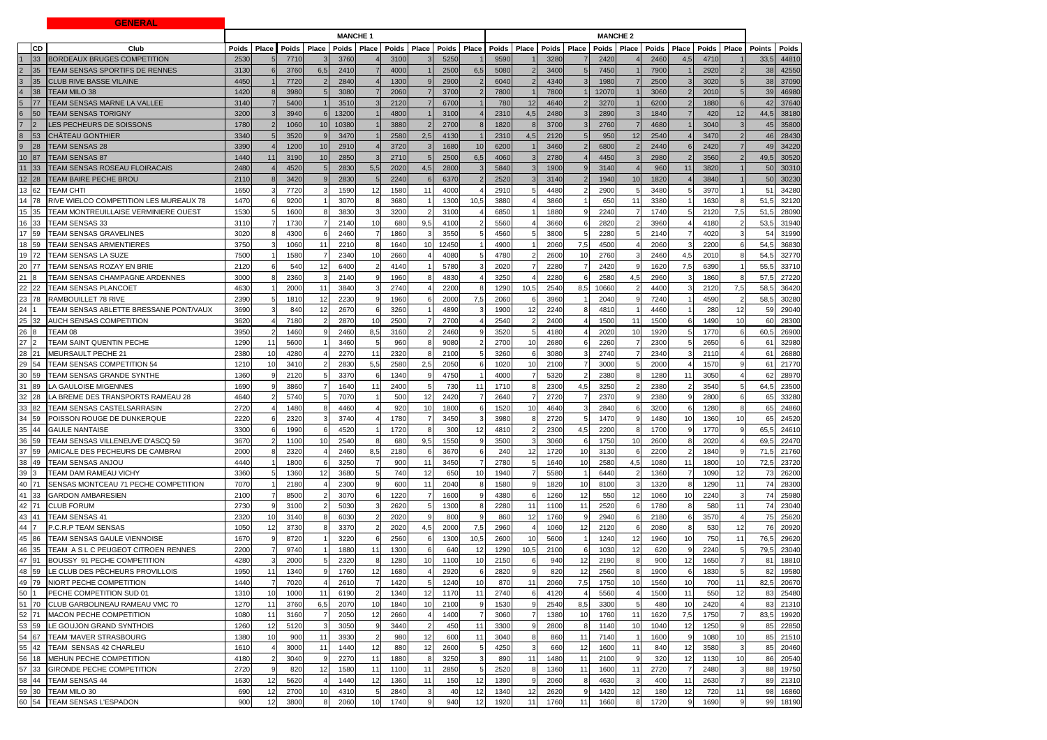# GENERAL

| | CD | Club | MANCHE 1 | | | | | | | | | | MANCHE 2 | | | | | | | | | | | |
|---|---|---|---|---|---|---|---|---|---|---|---|---|---|---|---|---|---|---|---|---|---|---|---|---|
| | | | Poids | Place | Poids | Place | Poids | Place | Poids | Place | Poids | Place | Poids | Place | Poids | Place | Poids | Place | Poids | Place | Poids | Place | Points | Poids |
| 1 | 33 | BORDEAUX BRUGES COMPETITION | 2530 | 5 | 7710 | 3 | 3760 | 4 | 3100 | 3 | 5250 | 1 | 9590 | 1 | 3280 | 7 | 2420 | 4 | 2460 | 4,5 | 4710 | 1 | 33,5 | 44810 |
| 2 | 35 | TEAM SENSAS SPORTIFS DE RENNES | 3130 | 6 | 3760 | 6,5 | 2410 | 7 | 4000 | 1 | 2500 | 6,5 | 5080 | 2 | 3400 | 5 | 7450 | 1 | 7900 | 1 | 2920 | 2 | 38 | 42550 |
| 3 | 35 | CLUB RIVE BASSE VILAINE | 4450 | 1 | 7720 | 2 | 2840 | 4 | 1300 | 9 | 2900 | 2 | 6040 | 2 | 4340 | 3 | 1980 | 7 | 2500 | 3 | 3020 | 5 | 38 | 37090 |
| 4 | 38 | TEAM MILO 38 | 1420 | 8 | 3980 | 5 | 3080 | 7 | 2060 | 7 | 3700 | 2 | 7800 | 1 | 7800 | 1 | 12070 | 1 | 3060 | 2 | 2010 | 5 | 39 | 46980 |
| 5 | 77 | TEAM SENSAS MARNE LA VALLEE | 3140 | 7 | 5400 | 1 | 3510 | 3 | 2120 | 7 | 6700 | 1 | 780 | 12 | 4640 | 2 | 3270 | 1 | 6200 | 2 | 1880 | 6 | 42 | 37640 |
| 6 | 50 | TEAM SENSAS TORIGNY | 3200 | 3 | 3940 | 6 | 13200 | 1 | 4800 | 1 | 3100 | 4 | 2310 | 4,5 | 2480 | 3 | 2890 | 3 | 1840 | 7 | 420 | 12 | 44,5 | 38180 |
| 7 | 2 | LES PECHEURS DE SOISSONS | 1780 | 2 | 1060 | 10 | 10380 | 1 | 3880 | 2 | 2700 | 8 | 1820 | 8 | 3700 | 3 | 2760 | 7 | 4680 | 1 | 3040 | 3 | 45 | 35800 |
| 8 | 53 | CHÂTEAU GONTHIER | 3340 | 5 | 3520 | 9 | 3470 | 1 | 2580 | 2,5 | 4130 | 1 | 2310 | 4,5 | 2120 | 5 | 950 | 12 | 2540 | 4 | 3470 | 2 | 46 | 28430 |
| 9 | 28 | TEAM SENSAS 28 | 3390 | 4 | 1200 | 10 | 2910 | 4 | 3720 | 3 | 1680 | 10 | 6200 | 1 | 3460 | 2 | 6800 | 2 | 2440 | 6 | 2420 | 7 | 49 | 34220 |
| 10 | 87 | TEAM SENSAS 87 | 1440 | 11 | 3190 | 10 | 2850 | 3 | 2710 | 5 | 2500 | 6,5 | 4060 | 3 | 2780 | 4 | 4450 | 3 | 2980 | 2 | 3560 | 2 | 49,5 | 30520 |
| 11 | 33 | TEAM SENSAS ROSEAU FLOIRACAIS | 2480 | 4 | 4520 | 5 | 2830 | 5,5 | 2020 | 4,5 | 2800 | 3 | 5840 | 3 | 1900 | 9 | 3140 | 4 | 960 | 11 | 3820 | 1 | 50 | 30310 |
| 12 | 28 | TEAM BAIRE PECHE BROU | 2110 | 8 | 3420 | 9 | 2830 | 5 | 2240 | 6 | 6370 | 2 | 2520 | 3 | 3140 | 2 | 1940 | 10 | 1820 | 4 | 3840 | 1 | 50 | 30230 |
| 13 | 62 | TEAM CHTI | 1650 | 3 | 7720 | 3 | 1590 | 12 | 1580 | 11 | 4000 | 4 | 2910 | 5 | 4480 | 2 | 2900 | 5 | 3480 | 5 | 3970 | 1 | 51 | 34280 |
| 14 | 78 | RIVE WIELCO COMPETITION LES MUREAUX 78 | 1470 | 6 | 9200 | 1 | 3070 | 8 | 3680 | 1 | 1300 | 10,5 | 3880 | 4 | 3860 | 1 | 650 | 11 | 3380 | 1 | 1630 | 8 | 51,5 | 32120 |
| 15 | 35 | TEAM MONTREUILLAISE VERMINIERE OUEST | 1530 | 5 | 1600 | 8 | 3830 | 3 | 3200 | 2 | 3100 | 4 | 6850 | 1 | 1880 | 9 | 2240 | 7 | 1740 | 5 | 2120 | 7,5 | 51,5 | 28090 |
| 16 | 33 | TEAM SENSAS 33 | 3110 | 7 | 1730 | 7 | 2140 | 10 | 680 | 9,5 | 4100 | 2 | 5560 | 4 | 3660 | 6 | 2820 | 2 | 3960 | 4 | 4180 | 2 | 53,5 | 31940 |
| 17 | 59 | TEAM SENSAS GRAVELINES | 3020 | 8 | 4300 | 6 | 2460 | 7 | 1860 | 3 | 3550 | 5 | 4560 | 5 | 3800 | 5 | 2280 | 5 | 2140 | 7 | 4020 | 3 | 54 | 31990 |
| 18 | 59 | TEAM SENSAS ARMENTIERES | 3750 | 3 | 1060 | 11 | 2210 | 8 | 1640 | 10 | 12450 | 1 | 4900 | 1 | 2060 | 7,5 | 4500 | 4 | 2060 | 3 | 2200 | 6 | 54,5 | 36830 |
| 19 | 72 | TEAM SENSAS LA SUZE | 7500 | 1 | 1580 | 7 | 2340 | 10 | 2660 | 4 | 4080 | 5 | 4780 | 2 | 2600 | 10 | 2760 | 3 | 2460 | 4,5 | 2010 | 8 | 54,5 | 32770 |
| 20 | 77 | TEAM SENSAS ROZAY EN BRIE | 2120 | 6 | 540 | 12 | 6400 | 2 | 4140 | 1 | 5780 | 3 | 2020 | 7 | 2280 | 7 | 2420 | 9 | 1620 | 7,5 | 6390 | 1 | 55,5 | 33710 |
| 21 | 8 | TEAM SENSAS CHAMPAGNE ARDENNES | 3000 | 8 | 2360 | 3 | 2140 | 9 | 1960 | 8 | 4830 | 4 | 3250 | 4 | 2280 | 6 | 2580 | 4,5 | 2960 | 3 | 1860 | 8 | 57,5 | 27220 |
| 22 | 22 | TEAM SENSAS PLANCOET | 4630 | 1 | 2000 | 11 | 3840 | 3 | 2740 | 4 | 2200 | 8 | 1290 | 10,5 | 2540 | 8,5 | 10660 | 2 | 4400 | 3 | 2120 | 7,5 | 58,5 | 36420 |
| 23 | 78 | RAMBOUILLET 78 RIVE | 2390 | 5 | 1810 | 12 | 2230 | 9 | 1960 | 6 | 2000 | 7,5 | 2060 | 6 | 3960 | 1 | 2040 | 9 | 7240 | 1 | 4590 | 2 | 58,5 | 30280 |
| 24 | 1 | TEAM SENSAS ABLETTE BRESSANE PONT/VAUX | 3690 | 3 | 840 | 12 | 2670 | 6 | 3260 | 1 | 4890 | 3 | 1900 | 12 | 2240 | 8 | 4810 | 1 | 4460 | 1 | 280 | 12 | 59 | 29040 |
| 25 | 32 | AUCH SENSAS COMPETITION | 3620 | 4 | 7180 | 2 | 2870 | 10 | 2500 | 7 | 2700 | 4 | 2540 | 2 | 2400 | 4 | 1500 | 11 | 1500 | 6 | 1490 | 10 | 60 | 28300 |
| 26 | 8 | TEAM 08 | 3950 | 2 | 1460 | 9 | 2460 | 8,5 | 3160 | 2 | 2460 | 9 | 3520 | 5 | 4180 | 4 | 2020 | 10 | 1920 | 5 | 1770 | 6 | 60,5 | 26900 |
| 27 | 2 | TEAM SAINT QUENTIN PECHE | 1290 | 11 | 5600 | 1 | 3460 | 5 | 960 | 8 | 9080 | 2 | 2700 | 10 | 2680 | 6 | 2260 | 7 | 2300 | 5 | 2650 | 6 | 61 | 32980 |
| 28 | 21 | MEURSAULT PECHE 21 | 2380 | 10 | 4280 | 4 | 2270 | 11 | 2320 | 8 | 2100 | 5 | 3260 | 6 | 3080 | 3 | 2740 | 7 | 2340 | 3 | 2110 | 4 | 61 | 26880 |
| 29 | 54 | TEAM SENSAS COMPETITION 54 | 1210 | 10 | 3410 | 2 | 2830 | 5,5 | 2580 | 2,5 | 2050 | 6 | 1020 | 10 | 2100 | 7 | 3000 | 5 | 2000 | 4 | 1570 | 9 | 61 | 21770 |
| 30 | 59 | TEAM SENSAS GRANDE SYNTHE | 1360 | 9 | 2120 | 5 | 3370 | 6 | 1340 | 9 | 4750 | 1 | 4000 | 7 | 5320 | 2 | 2380 | 8 | 1280 | 11 | 3050 | 4 | 62 | 28970 |
| 31 | 89 | LA GAULOISE MIGENNES | 1690 | 9 | 3860 | 7 | 1640 | 11 | 2400 | 5 | 730 | 11 | 1710 | 8 | 2300 | 4,5 | 3250 | 2 | 2380 | 2 | 3540 | 5 | 64,5 | 23500 |
| 32 | 28 | LA BREME DES TRANSPORTS RAMEAU 28 | 4640 | 2 | 5740 | 5 | 7070 | 1 | 500 | 12 | 2420 | 7 | 2640 | 7 | 2720 | 7 | 2370 | 9 | 2380 | 9 | 2800 | 6 | 65 | 33280 |
| 33 | 82 | TEAM SENSAS CASTELSARRASIN | 2720 | 4 | 1480 | 8 | 4460 | 4 | 920 | 10 | 1800 | 6 | 1520 | 10 | 4640 | 3 | 2840 | 6 | 3200 | 6 | 1280 | 8 | 65 | 24860 |
| 34 | 59 | POISSON ROUGE DE DUNKERQUE | 2220 | 6 | 2320 | 3 | 3740 | 4 | 1780 | 7 | 3450 | 3 | 3980 | 8 | 2720 | 5 | 1470 | 9 | 1480 | 10 | 1360 | 10 | 65 | 24520 |
| 35 | 44 | GAULE NANTAISE | 3300 | 6 | 1990 | 6 | 4520 | 1 | 1720 | 8 | 300 | 12 | 4810 | 2 | 2300 | 4,5 | 2200 | 8 | 1700 | 9 | 1770 | 9 | 65,5 | 24610 |
| 36 | 59 | TEAM SENSAS VILLENEUVE D'ASCQ 59 | 3670 | 2 | 1100 | 10 | 2540 | 8 | 680 | 9,5 | 1550 | 9 | 3500 | 3 | 3060 | 6 | 1750 | 10 | 2600 | 8 | 2020 | 4 | 69,5 | 22470 |
| 37 | 59 | AMICALE DES PECHEURS DE CAMBRAI | 2000 | 8 | 2320 | 4 | 2460 | 8,5 | 2180 | 6 | 3670 | 6 | 240 | 12 | 1720 | 10 | 3130 | 6 | 2200 | 2 | 1840 | 9 | 71,5 | 21760 |
| 38 | 49 | TEAM SENSAS ANJOU | 4440 | 1 | 1800 | 6 | 3250 | 7 | 900 | 11 | 3450 | 7 | 2780 | 5 | 1640 | 10 | 2580 | 4,5 | 1080 | 11 | 1800 | 10 | 72,5 | 23720 |
| 39 | 3 | TEAM DAM RAMEAU VICHY | 3360 | 5 | 1360 | 12 | 3680 | 5 | 740 | 12 | 650 | 10 | 1940 | 7 | 5580 | 1 | 6440 | 2 | 1360 | 7 | 1090 | 12 | 73 | 26200 |
| 40 | 71 | SENSAS MONTCEAU 71 PECHE COMPETITION | 7070 | 1 | 2180 | 4 | 2300 | 9 | 600 | 11 | 2040 | 8 | 1580 | 9 | 1820 | 10 | 8100 | 3 | 1320 | 8 | 1290 | 11 | 74 | 28300 |
| 41 | 33 | GARDON AMBARESIEN | 2100 | 7 | 8500 | 2 | 3070 | 6 | 1220 | 7 | 1600 | 9 | 4380 | 6 | 1260 | 12 | 550 | 12 | 1060 | 10 | 2240 | 3 | 74 | 25980 |
| 42 | 71 | CLUB FORUM | 2730 | 9 | 3100 | 2 | 5030 | 3 | 2620 | 5 | 1300 | 8 | 2280 | 11 | 1100 | 11 | 2520 | 6 | 1780 | 8 | 580 | 11 | 74 | 23040 |
| 43 | 41 | TEAM SENSAS 41 | 2320 | 10 | 3140 | 8 | 6030 | 2 | 2020 | 9 | 800 | 9 | 860 | 12 | 1760 | 9 | 2940 | 6 | 2180 | 6 | 3570 | 4 | 75 | 25620 |
| 44 | 7 | P.C.R.P TEAM SENSAS | 1050 | 12 | 3730 | 8 | 3370 | 2 | 2020 | 4,5 | 2000 | 7,5 | 2960 | 4 | 1060 | 12 | 2120 | 6 | 2080 | 8 | 530 | 12 | 76 | 20920 |
| 45 | 86 | TEAM SENSAS GAULE VIENNOISE | 1670 | 9 | 8720 | 1 | 3220 | 6 | 2560 | 6 | 1300 | 10,5 | 2600 | 10 | 5600 | 1 | 1240 | 12 | 1960 | 10 | 750 | 11 | 76,5 | 29620 |
| 46 | 35 | TEAM A S L C PEUGEOT CITROEN RENNES | 2200 | 7 | 9740 | 1 | 1880 | 11 | 1300 | 6 | 640 | 12 | 1290 | 10,5 | 2100 | 6 | 1030 | 12 | 620 | 9 | 2240 | 5 | 79,5 | 23040 |
| 47 | 91 | BOUSSY 91 PECHE COMPETITION | 4280 | 3 | 2000 | 5 | 2320 | 8 | 1280 | 10 | 1100 | 10 | 2150 | 6 | 940 | 12 | 2190 | 8 | 900 | 12 | 1650 | 7 | 81 | 18810 |
| 48 | 59 | LE CLUB DES PÊCHEURS PROVILLOIS | 1950 | 11 | 1340 | 9 | 1760 | 12 | 1680 | 4 | 2920 | 6 | 2820 | 9 | 820 | 12 | 2560 | 8 | 1900 | 6 | 1830 | 5 | 82 | 19580 |
| 49 | 79 | NIORT PECHE COMPETITION | 1440 | 7 | 7020 | 4 | 2610 | 7 | 1420 | 5 | 1240 | 10 | 870 | 11 | 2060 | 7,5 | 1750 | 10 | 1560 | 10 | 700 | 11 | 82,5 | 20670 |
| 50 | 1 | PECHE COMPETITION SUD 01 | 1310 | 10 | 1000 | 11 | 6190 | 2 | 1340 | 12 | 1170 | 11 | 2740 | 6 | 4120 | 4 | 5560 | 4 | 1500 | 11 | 550 | 12 | 83 | 25480 |
| 51 | 70 | CLUB GARBOLINEAU RAMEAU VMC 70 | 1270 | 11 | 3760 | 6,5 | 2070 | 10 | 1840 | 10 | 2100 | 9 | 1530 | 9 | 2540 | 8,5 | 3300 | 5 | 480 | 10 | 2420 | 4 | 83 | 21310 |
| 52 | 71 | MACON PECHE COMPETITION | 1080 | 11 | 3160 | 7 | 2050 | 12 | 2660 | 4 | 1400 | 7 | 3060 | 7 | 1380 | 10 | 1760 | 11 | 1620 | 7,5 | 1750 | 7 | 83,5 | 19920 |
| 53 | 59 | LE GOUJON GRAND SYNTHOIS | 1260 | 12 | 5120 | 3 | 3050 | 9 | 3440 | 2 | 450 | 11 | 3300 | 9 | 2800 | 8 | 1140 | 10 | 1040 | 12 | 1250 | 9 | 85 | 22850 |
| 54 | 67 | TEAM 'MAVER STRASBOURG | 1380 | 10 | 900 | 11 | 3930 | 2 | 980 | 12 | 600 | 11 | 3040 | 8 | 860 | 11 | 7140 | 1 | 1600 | 9 | 1080 | 10 | 85 | 21510 |
| 55 | 42 | TEAM SENSAS 42 CHARLEU | 1610 | 4 | 3000 | 11 | 1440 | 12 | 880 | 12 | 2600 | 5 | 4250 | 3 | 660 | 12 | 1600 | 11 | 840 | 12 | 3580 | 3 | 85 | 20460 |
| 56 | 18 | MEHUN PECHE COMPETITION | 4180 | 2 | 3040 | 9 | 2270 | 11 | 1880 | 8 | 3250 | 3 | 890 | 11 | 1480 | 11 | 2100 | 9 | 320 | 12 | 1130 | 10 | 86 | 20540 |
| 57 | 33 | GIRONDE PECHE COMPETITION | 2720 | 9 | 820 | 12 | 1580 | 11 | 1100 | 11 | 2850 | 5 | 2520 | 8 | 1360 | 11 | 1600 | 11 | 2720 | 7 | 2480 | 3 | 88 | 19750 |
| 58 | 44 | TEAM SENSAS 44 | 1630 | 12 | 5620 | 4 | 1440 | 12 | 1360 | 11 | 150 | 12 | 1390 | 9 | 2060 | 8 | 4630 | 3 | 400 | 11 | 2630 | 7 | 89 | 21310 |
| 59 | 30 | TEAM MILO 30 | 690 | 12 | 2700 | 10 | 4310 | 5 | 2840 | 3 | 40 | 12 | 1340 | 12 | 2620 | 9 | 1420 | 12 | 180 | 12 | 720 | 11 | 98 | 16860 |
| 60 | 54 | TEAM SENSAS L'ESPADON | 900 | 12 | 3800 | 8 | 2060 | 10 | 1740 | 9 | 940 | 12 | 1920 | 11 | 1760 | 11 | 1660 | 8 | 1720 | 9 | 1690 | 9 | 99 | 18190 |